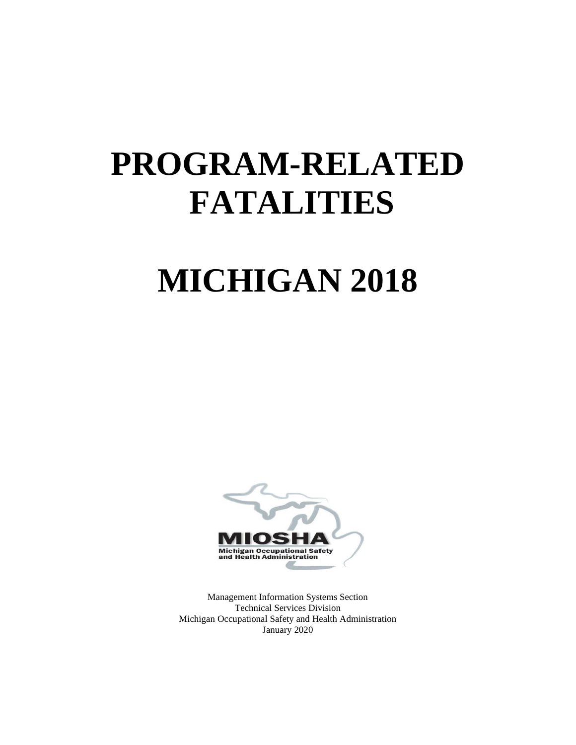# PROGRAM-RELATED FATALITIES

# MICHIGAN 2018

MIOSHA
Michigan Occupational Safety and Health Administration

Management Information Systems Section
Technical Services Division
Michigan Occupational Safety and Health Administration
January 2020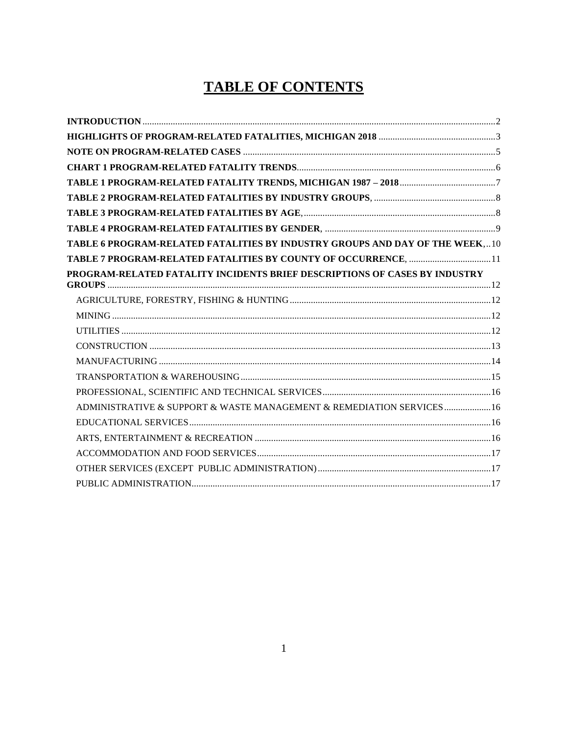# TABLE OF CONTENTS

**INTRODUCTION** ..... 2

**HIGHLIGHTS OF PROGRAM-RELATED FATALITIES, MICHIGAN 2018** ..... 3

**NOTE ON PROGRAM-RELATED CASES** ..... 5

**CHART 1 PROGRAM-RELATED FATALITY TRENDS** ..... 6

**TABLE 1 PROGRAM-RELATED FATALITY TRENDS, MICHIGAN 1987 – 2018** ..... 7

**TABLE 2 PROGRAM-RELATED FATALITIES BY INDUSTRY GROUPS**, ..... 8

**TABLE 3 PROGRAM-RELATED FATALITIES BY AGE**, ..... 8

**TABLE 4 PROGRAM-RELATED FATALITIES BY GENDER**, ..... 9

**TABLE 6 PROGRAM-RELATED FATALITIES BY INDUSTRY GROUPS AND DAY OF THE WEEK**, ..... 10

**TABLE 7 PROGRAM-RELATED FATALITIES BY COUNTY OF OCCURRENCE**, ..... 11

**PROGRAM-RELATED FATALITY INCIDENTS BRIEF DESCRIPTIONS OF CASES BY INDUSTRY GROUPS** ..... 12

- AGRICULTURE, FORESTRY, FISHING & HUNTING ..... 12
- MINING ..... 12
- UTILITIES ..... 12
- CONSTRUCTION ..... 13
- MANUFACTURING ..... 14
- TRANSPORTATION & WAREHOUSING ..... 15
- PROFESSIONAL, SCIENTIFIC AND TECHNICAL SERVICES ..... 16
- ADMINISTRATIVE & SUPPORT & WASTE MANAGEMENT & REMEDIATION SERVICES ..... 16
- EDUCATIONAL SERVICES ..... 16
- ARTS, ENTERTAINMENT & RECREATION ..... 16
- ACCOMMODATION AND FOOD SERVICES ..... 17
- OTHER SERVICES (EXCEPT PUBLIC ADMINISTRATION) ..... 17
- PUBLIC ADMINISTRATION ..... 17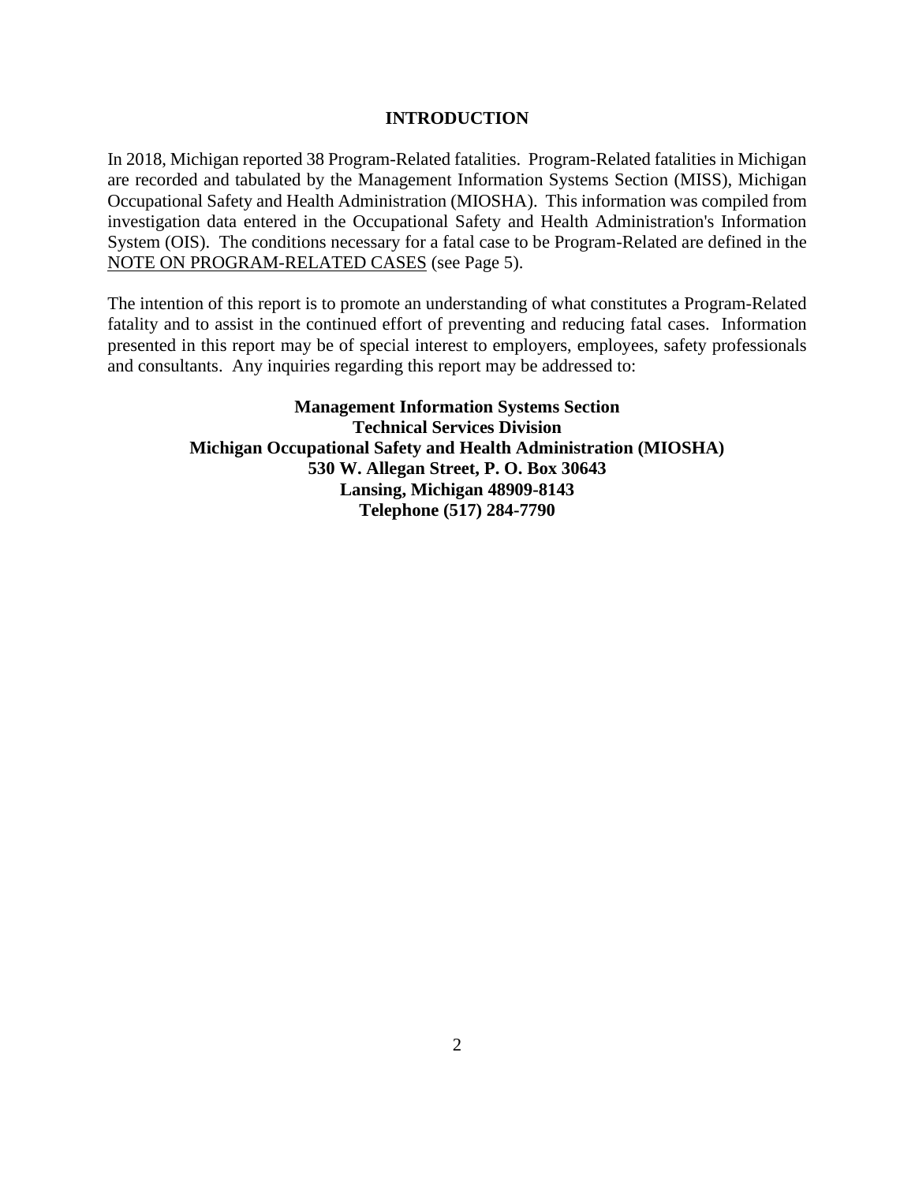# INTRODUCTION

In 2018, Michigan reported 38 Program-Related fatalities. Program-Related fatalities in Michigan are recorded and tabulated by the Management Information Systems Section (MISS), Michigan Occupational Safety and Health Administration (MIOSHA). This information was compiled from investigation data entered in the Occupational Safety and Health Administration's Information System (OIS). The conditions necessary for a fatal case to be Program-Related are defined in the <u>NOTE ON PROGRAM-RELATED CASES</u> (see Page 5).

The intention of this report is to promote an understanding of what constitutes a Program-Related fatality and to assist in the continued effort of preventing and reducing fatal cases. Information presented in this report may be of special interest to employers, employees, safety professionals and consultants. Any inquiries regarding this report may be addressed to:

**Management Information Systems Section**
**Technical Services Division**
**Michigan Occupational Safety and Health Administration (MIOSHA)**
**530 W. Allegan Street, P. O. Box 30643**
**Lansing, Michigan 48909-8143**
**Telephone (517) 284-7790**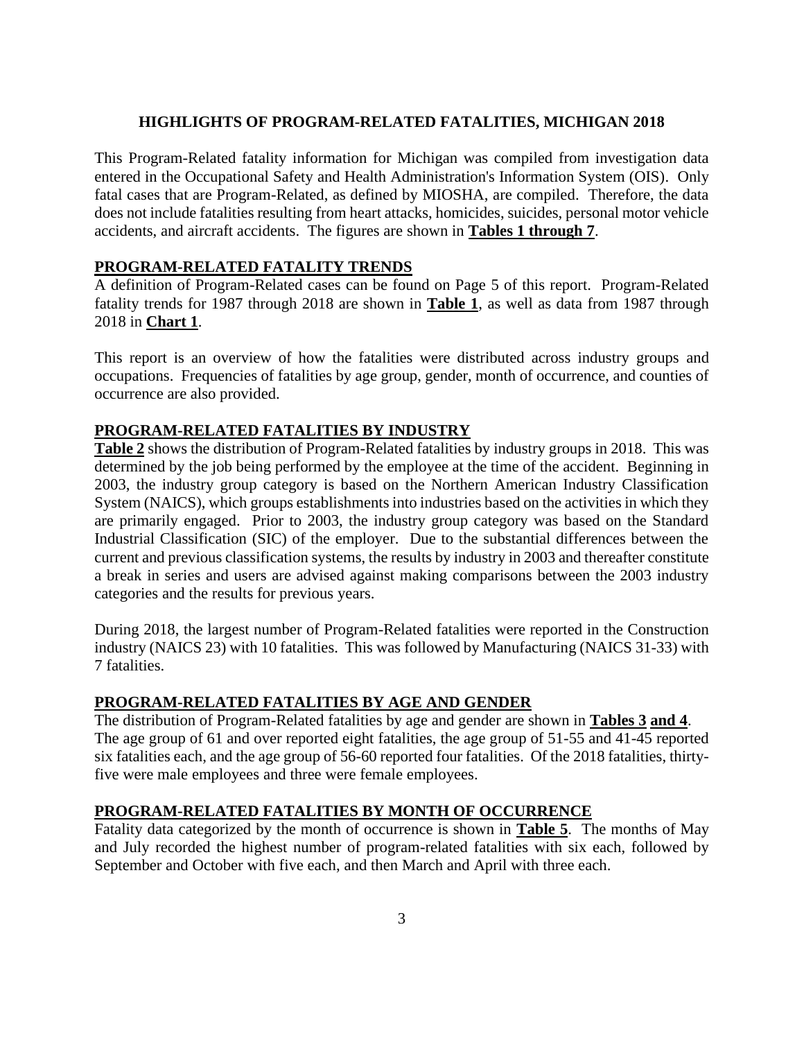# HIGHLIGHTS OF PROGRAM-RELATED FATALITIES, MICHIGAN 2018

This Program-Related fatality information for Michigan was compiled from investigation data entered in the Occupational Safety and Health Administration's Information System (OIS). Only fatal cases that are Program-Related, as defined by MIOSHA, are compiled. Therefore, the data does not include fatalities resulting from heart attacks, homicides, suicides, personal motor vehicle accidents, and aircraft accidents. The figures are shown in **Tables 1 through 7**.

## PROGRAM-RELATED FATALITY TRENDS

A definition of Program-Related cases can be found on Page 5 of this report. Program-Related fatality trends for 1987 through 2018 are shown in **Table 1**, as well as data from 1987 through 2018 in **Chart 1**.

This report is an overview of how the fatalities were distributed across industry groups and occupations. Frequencies of fatalities by age group, gender, month of occurrence, and counties of occurrence are also provided.

## PROGRAM-RELATED FATALITIES BY INDUSTRY

**Table 2** shows the distribution of Program-Related fatalities by industry groups in 2018. This was determined by the job being performed by the employee at the time of the accident. Beginning in 2003, the industry group category is based on the Northern American Industry Classification System (NAICS), which groups establishments into industries based on the activities in which they are primarily engaged. Prior to 2003, the industry group category was based on the Standard Industrial Classification (SIC) of the employer. Due to the substantial differences between the current and previous classification systems, the results by industry in 2003 and thereafter constitute a break in series and users are advised against making comparisons between the 2003 industry categories and the results for previous years.

During 2018, the largest number of Program-Related fatalities were reported in the Construction industry (NAICS 23) with 10 fatalities. This was followed by Manufacturing (NAICS 31-33) with 7 fatalities.

## PROGRAM-RELATED FATALITIES BY AGE AND GENDER

The distribution of Program-Related fatalities by age and gender are shown in **Tables 3 and 4**. The age group of 61 and over reported eight fatalities, the age group of 51-55 and 41-45 reported six fatalities each, and the age group of 56-60 reported four fatalities. Of the 2018 fatalities, thirty-five were male employees and three were female employees.

## PROGRAM-RELATED FATALITIES BY MONTH OF OCCURRENCE

Fatality data categorized by the month of occurrence is shown in **Table 5**. The months of May and July recorded the highest number of program-related fatalities with six each, followed by September and October with five each, and then March and April with three each.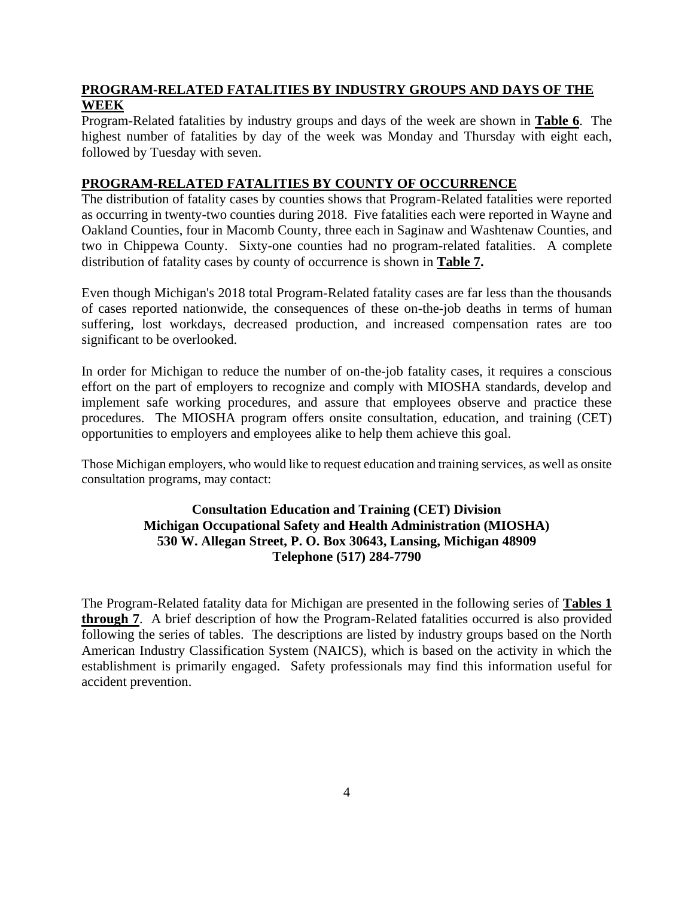## PROGRAM-RELATED FATALITIES BY INDUSTRY GROUPS AND DAYS OF THE WEEK

Program-Related fatalities by industry groups and days of the week are shown in **Table 6**. The highest number of fatalities by day of the week was Monday and Thursday with eight each, followed by Tuesday with seven.

## PROGRAM-RELATED FATALITIES BY COUNTY OF OCCURRENCE

The distribution of fatality cases by counties shows that Program-Related fatalities were reported as occurring in twenty-two counties during 2018. Five fatalities each were reported in Wayne and Oakland Counties, four in Macomb County, three each in Saginaw and Washtenaw Counties, and two in Chippewa County. Sixty-one counties had no program-related fatalities. A complete distribution of fatality cases by county of occurrence is shown in **Table 7.**

Even though Michigan's 2018 total Program-Related fatality cases are far less than the thousands of cases reported nationwide, the consequences of these on-the-job deaths in terms of human suffering, lost workdays, decreased production, and increased compensation rates are too significant to be overlooked.

In order for Michigan to reduce the number of on-the-job fatality cases, it requires a conscious effort on the part of employers to recognize and comply with MIOSHA standards, develop and implement safe working procedures, and assure that employees observe and practice these procedures. The MIOSHA program offers onsite consultation, education, and training (CET) opportunities to employers and employees alike to help them achieve this goal.

Those Michigan employers, who would like to request education and training services, as well as onsite consultation programs, may contact:

**Consultation Education and Training (CET) Division**
**Michigan Occupational Safety and Health Administration (MIOSHA)**
**530 W. Allegan Street, P. O. Box 30643, Lansing, Michigan 48909**
**Telephone (517) 284-7790**

The Program-Related fatality data for Michigan are presented in the following series of **Tables 1 through 7**. A brief description of how the Program-Related fatalities occurred is also provided following the series of tables. The descriptions are listed by industry groups based on the North American Industry Classification System (NAICS), which is based on the activity in which the establishment is primarily engaged. Safety professionals may find this information useful for accident prevention.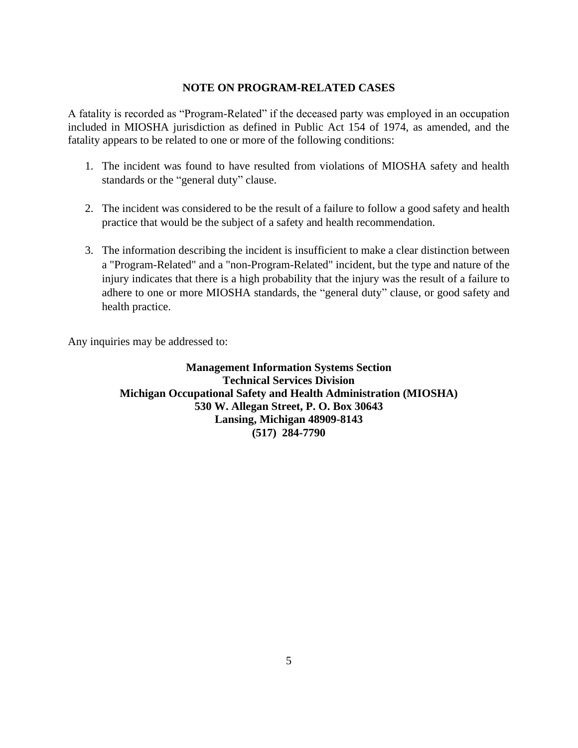## NOTE ON PROGRAM-RELATED CASES

A fatality is recorded as "Program-Related" if the deceased party was employed in an occupation included in MIOSHA jurisdiction as defined in Public Act 154 of 1974, as amended, and the fatality appears to be related to one or more of the following conditions:

1. The incident was found to have resulted from violations of MIOSHA safety and health standards or the "general duty" clause.

2. The incident was considered to be the result of a failure to follow a good safety and health practice that would be the subject of a safety and health recommendation.

3. The information describing the incident is insufficient to make a clear distinction between a "Program-Related" and a "non-Program-Related" incident, but the type and nature of the injury indicates that there is a high probability that the injury was the result of a failure to adhere to one or more MIOSHA standards, the "general duty" clause, or good safety and health practice.

Any inquiries may be addressed to:

**Management Information Systems Section**
**Technical Services Division**
**Michigan Occupational Safety and Health Administration (MIOSHA)**
**530 W. Allegan Street, P. O. Box 30643**
**Lansing, Michigan 48909-8143**
**(517) 284-7790**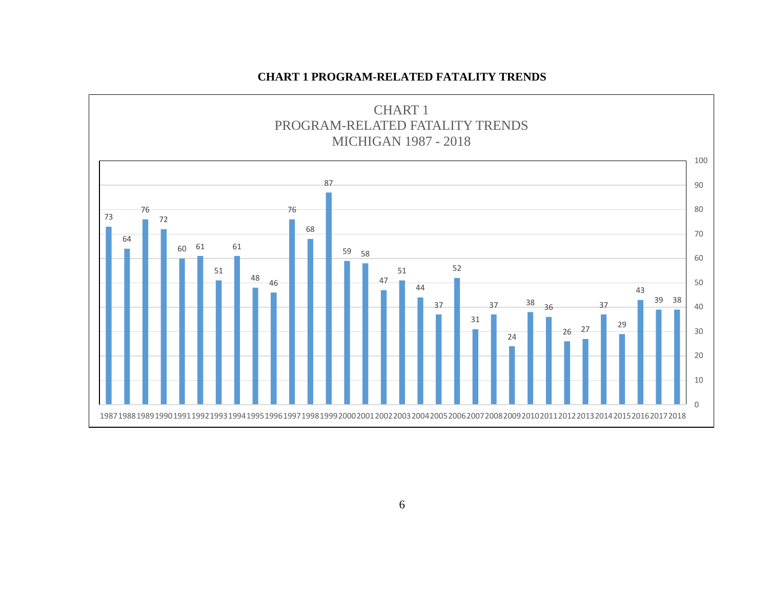**CHART 1 PROGRAM-RELATED FATALITY TRENDS**

CHART 1
PROGRAM-RELATED FATALITY TRENDS
MICHIGAN 1987 - 2018

| Year | Fatalities |
|---|---|
| 1987 | 73 |
| 1988 | 64 |
| 1989 | 76 |
| 1990 | 72 |
| 1991 | 60 |
| 1992 | 61 |
| 1993 | 51 |
| 1994 | 61 |
| 1995 | 48 |
| 1996 | 46 |
| 1997 | 76 |
| 1998 | 68 |
| 1999 | 87 |
| 2000 | 59 |
| 2001 | 58 |
| 2002 | 47 |
| 2003 | 51 |
| 2004 | 44 |
| 2005 | 37 |
| 2006 | 52 |
| 2007 | 31 |
| 2008 | 37 |
| 2009 | 24 |
| 2010 | 38 |
| 2011 | 36 |
| 2012 | 26 |
| 2013 | 27 |
| 2014 | 37 |
| 2015 | 29 |
| 2016 | 43 |
| 2017 | 39 |
| 2018 | 38 |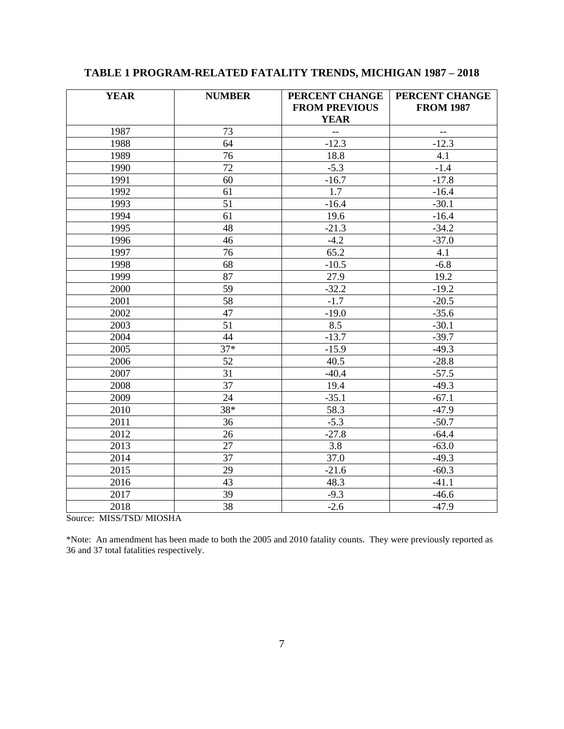**TABLE 1 PROGRAM-RELATED FATALITY TRENDS, MICHIGAN 1987 – 2018**

| YEAR | NUMBER | PERCENT CHANGE FROM PREVIOUS YEAR | PERCENT CHANGE FROM 1987 |
|---|---|---|---|
| 1987 | 73 | -- | -- |
| 1988 | 64 | -12.3 | -12.3 |
| 1989 | 76 | 18.8 | 4.1 |
| 1990 | 72 | -5.3 | -1.4 |
| 1991 | 60 | -16.7 | -17.8 |
| 1992 | 61 | 1.7 | -16.4 |
| 1993 | 51 | -16.4 | -30.1 |
| 1994 | 61 | 19.6 | -16.4 |
| 1995 | 48 | -21.3 | -34.2 |
| 1996 | 46 | -4.2 | -37.0 |
| 1997 | 76 | 65.2 | 4.1 |
| 1998 | 68 | -10.5 | -6.8 |
| 1999 | 87 | 27.9 | 19.2 |
| 2000 | 59 | -32.2 | -19.2 |
| 2001 | 58 | -1.7 | -20.5 |
| 2002 | 47 | -19.0 | -35.6 |
| 2003 | 51 | 8.5 | -30.1 |
| 2004 | 44 | -13.7 | -39.7 |
| 2005 | 37* | -15.9 | -49.3 |
| 2006 | 52 | 40.5 | -28.8 |
| 2007 | 31 | -40.4 | -57.5 |
| 2008 | 37 | 19.4 | -49.3 |
| 2009 | 24 | -35.1 | -67.1 |
| 2010 | 38* | 58.3 | -47.9 |
| 2011 | 36 | -5.3 | -50.7 |
| 2012 | 26 | -27.8 | -64.4 |
| 2013 | 27 | 3.8 | -63.0 |
| 2014 | 37 | 37.0 | -49.3 |
| 2015 | 29 | -21.6 | -60.3 |
| 2016 | 43 | 48.3 | -41.1 |
| 2017 | 39 | -9.3 | -46.6 |
| 2018 | 38 | -2.6 | -47.9 |

Source: MISS/TSD/ MIOSHA

*Note: An amendment has been made to both the 2005 and 2010 fatality counts. They were previously reported as 36 and 37 total fatalities respectively.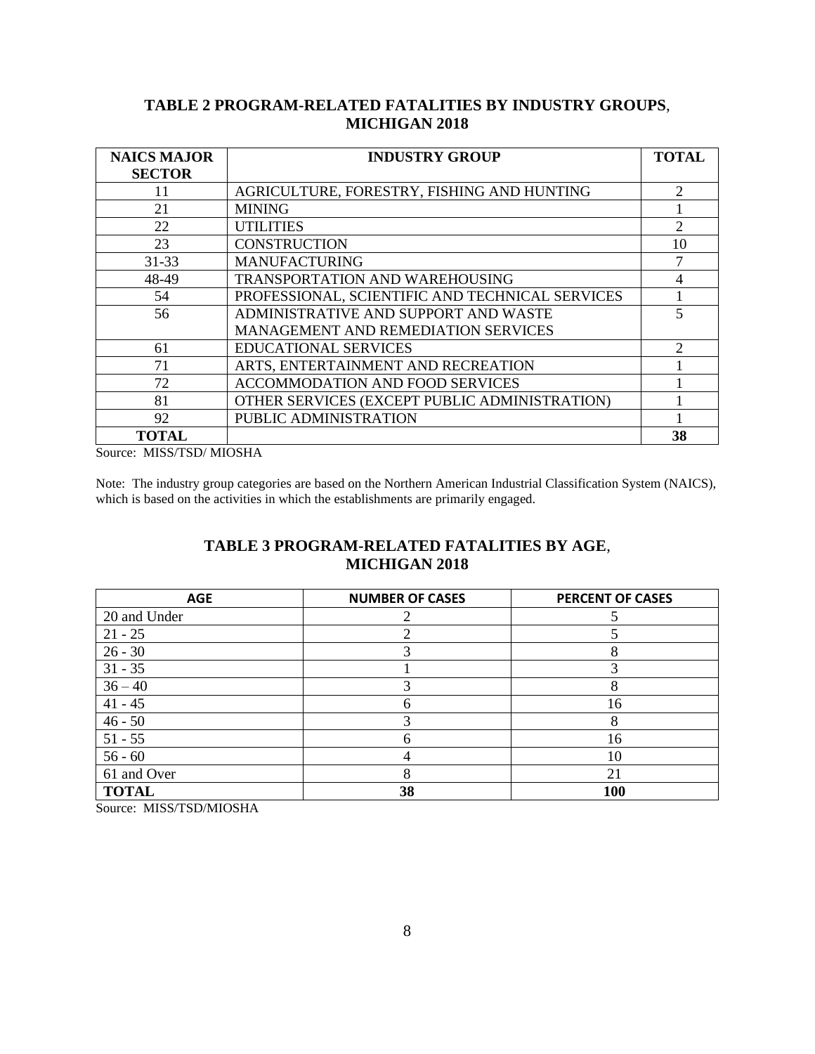## TABLE 2 PROGRAM-RELATED FATALITIES BY INDUSTRY GROUPS, MICHIGAN 2018

| NAICS MAJOR SECTOR | INDUSTRY GROUP | TOTAL |
|---|---|---|
| 11 | AGRICULTURE, FORESTRY, FISHING AND HUNTING | 2 |
| 21 | MINING | 1 |
| 22 | UTILITIES | 2 |
| 23 | CONSTRUCTION | 10 |
| 31-33 | MANUFACTURING | 7 |
| 48-49 | TRANSPORTATION AND WAREHOUSING | 4 |
| 54 | PROFESSIONAL, SCIENTIFIC AND TECHNICAL SERVICES | 1 |
| 56 | ADMINISTRATIVE AND SUPPORT AND WASTE MANAGEMENT AND REMEDIATION SERVICES | 5 |
| 61 | EDUCATIONAL SERVICES | 2 |
| 71 | ARTS, ENTERTAINMENT AND RECREATION | 1 |
| 72 | ACCOMMODATION AND FOOD SERVICES | 1 |
| 81 | OTHER SERVICES (EXCEPT PUBLIC ADMINISTRATION) | 1 |
| 92 | PUBLIC ADMINISTRATION | 1 |
| **TOTAL** | | **38** |

Source: MISS/TSD/ MIOSHA

Note: The industry group categories are based on the Northern American Industrial Classification System (NAICS), which is based on the activities in which the establishments are primarily engaged.

## TABLE 3 PROGRAM-RELATED FATALITIES BY AGE, MICHIGAN 2018

| AGE | NUMBER OF CASES | PERCENT OF CASES |
|---|---|---|
| 20 and Under | 2 | 5 |
| 21 - 25 | 2 | 5 |
| 26 - 30 | 3 | 8 |
| 31 - 35 | 1 | 3 |
| 36 – 40 | 3 | 8 |
| 41 - 45 | 6 | 16 |
| 46 - 50 | 3 | 8 |
| 51 - 55 | 6 | 16 |
| 56 - 60 | 4 | 10 |
| 61 and Over | 8 | 21 |
| **TOTAL** | **38** | **100** |

Source: MISS/TSD/MIOSHA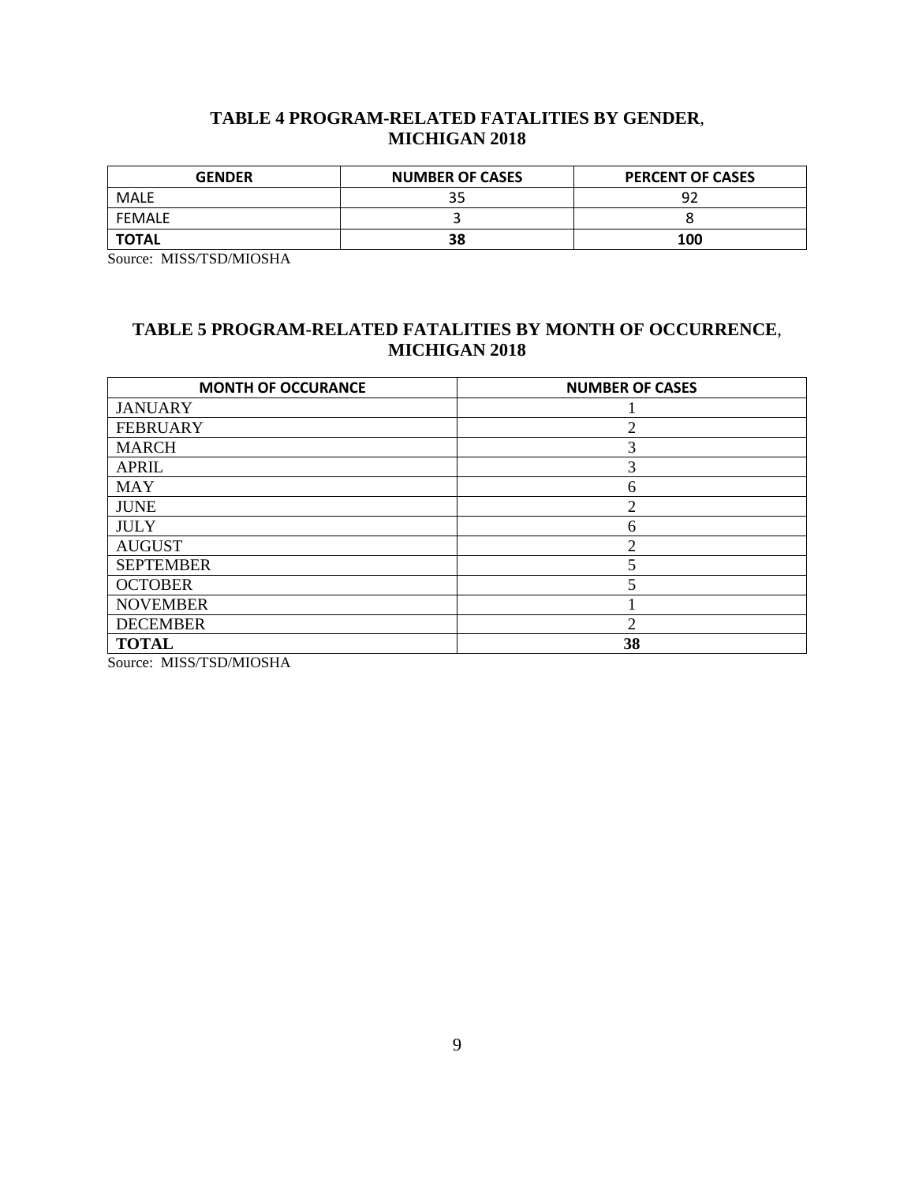## TABLE 4 PROGRAM-RELATED FATALITIES BY GENDER, MICHIGAN 2018

| GENDER | NUMBER OF CASES | PERCENT OF CASES |
|---|---|---|
| MALE | 35 | 92 |
| FEMALE | 3 | 8 |
| **TOTAL** | **38** | **100** |

Source: MISS/TSD/MIOSHA

## TABLE 5 PROGRAM-RELATED FATALITIES BY MONTH OF OCCURRENCE, MICHIGAN 2018

| MONTH OF OCCURANCE | NUMBER OF CASES |
|---|---|
| JANUARY | 1 |
| FEBRUARY | 2 |
| MARCH | 3 |
| APRIL | 3 |
| MAY | 6 |
| JUNE | 2 |
| JULY | 6 |
| AUGUST | 2 |
| SEPTEMBER | 5 |
| OCTOBER | 5 |
| NOVEMBER | 1 |
| DECEMBER | 2 |
| **TOTAL** | **38** |

Source: MISS/TSD/MIOSHA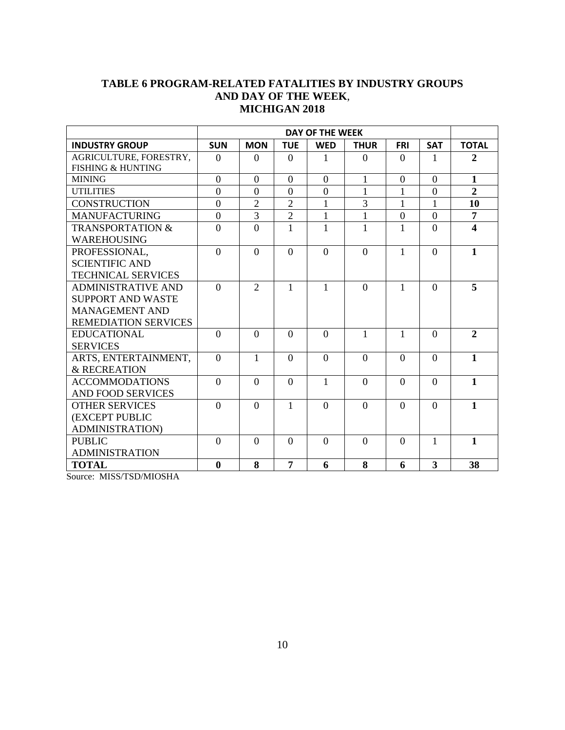**TABLE 6 PROGRAM-RELATED FATALITIES BY INDUSTRY GROUPS AND DAY OF THE WEEK, MICHIGAN 2018**

| | DAY OF THE WEEK | | | | | | | |
|---|---|---|---|---|---|---|---|---|
| **INDUSTRY GROUP** | **SUN** | **MON** | **TUE** | **WED** | **THUR** | **FRI** | **SAT** | **TOTAL** |
| AGRICULTURE, FORESTRY, FISHING & HUNTING | 0 | 0 | 0 | 1 | 0 | 0 | 1 | **2** |
| MINING | 0 | 0 | 0 | 0 | 1 | 0 | 0 | **1** |
| UTILITIES | 0 | 0 | 0 | 0 | 1 | 1 | 0 | **2** |
| CONSTRUCTION | 0 | 2 | 2 | 1 | 3 | 1 | 1 | **10** |
| MANUFACTURING | 0 | 3 | 2 | 1 | 1 | 0 | 0 | **7** |
| TRANSPORTATION & WAREHOUSING | 0 | 0 | 1 | 1 | 1 | 1 | 0 | **4** |
| PROFESSIONAL, SCIENTIFIC AND TECHNICAL SERVICES | 0 | 0 | 0 | 0 | 0 | 1 | 0 | **1** |
| ADMINISTRATIVE AND SUPPORT AND WASTE MANAGEMENT AND REMEDIATION SERVICES | 0 | 2 | 1 | 1 | 0 | 1 | 0 | **5** |
| EDUCATIONAL SERVICES | 0 | 0 | 0 | 0 | 1 | 1 | 0 | **2** |
| ARTS, ENTERTAINMENT, & RECREATION | 0 | 1 | 0 | 0 | 0 | 0 | 0 | **1** |
| ACCOMMODATIONS AND FOOD SERVICES | 0 | 0 | 0 | 1 | 0 | 0 | 0 | **1** |
| OTHER SERVICES (EXCEPT PUBLIC ADMINISTRATION) | 0 | 0 | 1 | 0 | 0 | 0 | 0 | **1** |
| PUBLIC ADMINISTRATION | 0 | 0 | 0 | 0 | 0 | 0 | 1 | **1** |
| **TOTAL** | **0** | **8** | **7** | **6** | **8** | **6** | **3** | **38** |

Source: MISS/TSD/MIOSHA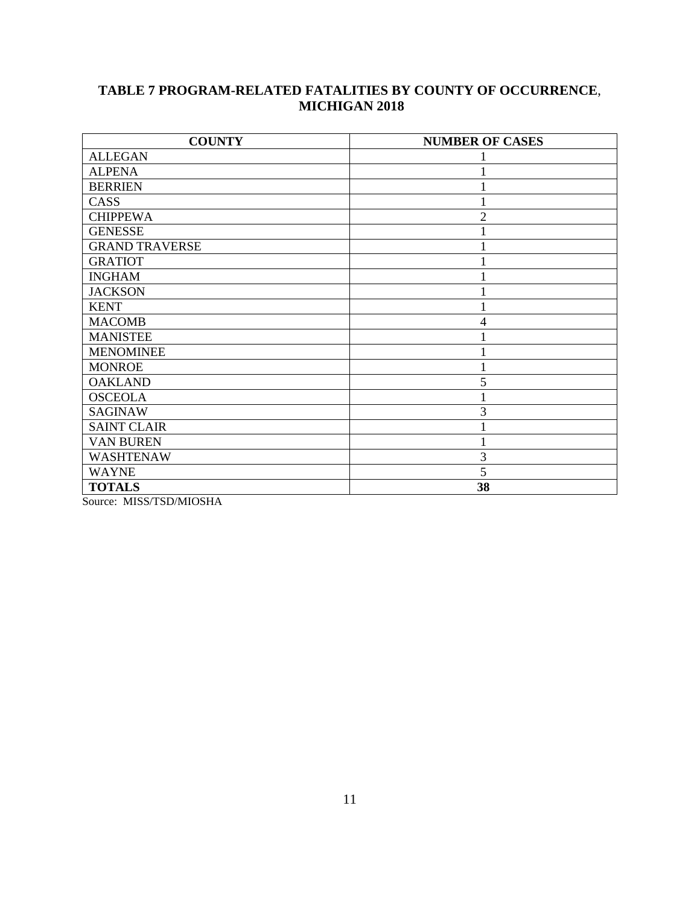## TABLE 7 PROGRAM-RELATED FATALITIES BY COUNTY OF OCCURRENCE, MICHIGAN 2018

| COUNTY | NUMBER OF CASES |
|---|---|
| ALLEGAN | 1 |
| ALPENA | 1 |
| BERRIEN | 1 |
| CASS | 1 |
| CHIPPEWA | 2 |
| GENESSE | 1 |
| GRAND TRAVERSE | 1 |
| GRATIOT | 1 |
| INGHAM | 1 |
| JACKSON | 1 |
| KENT | 1 |
| MACOMB | 4 |
| MANISTEE | 1 |
| MENOMINEE | 1 |
| MONROE | 1 |
| OAKLAND | 5 |
| OSCEOLA | 1 |
| SAGINAW | 3 |
| SAINT CLAIR | 1 |
| VAN BUREN | 1 |
| WASHTENAW | 3 |
| WAYNE | 5 |
| **TOTALS** | **38** |

Source: MISS/TSD/MIOSHA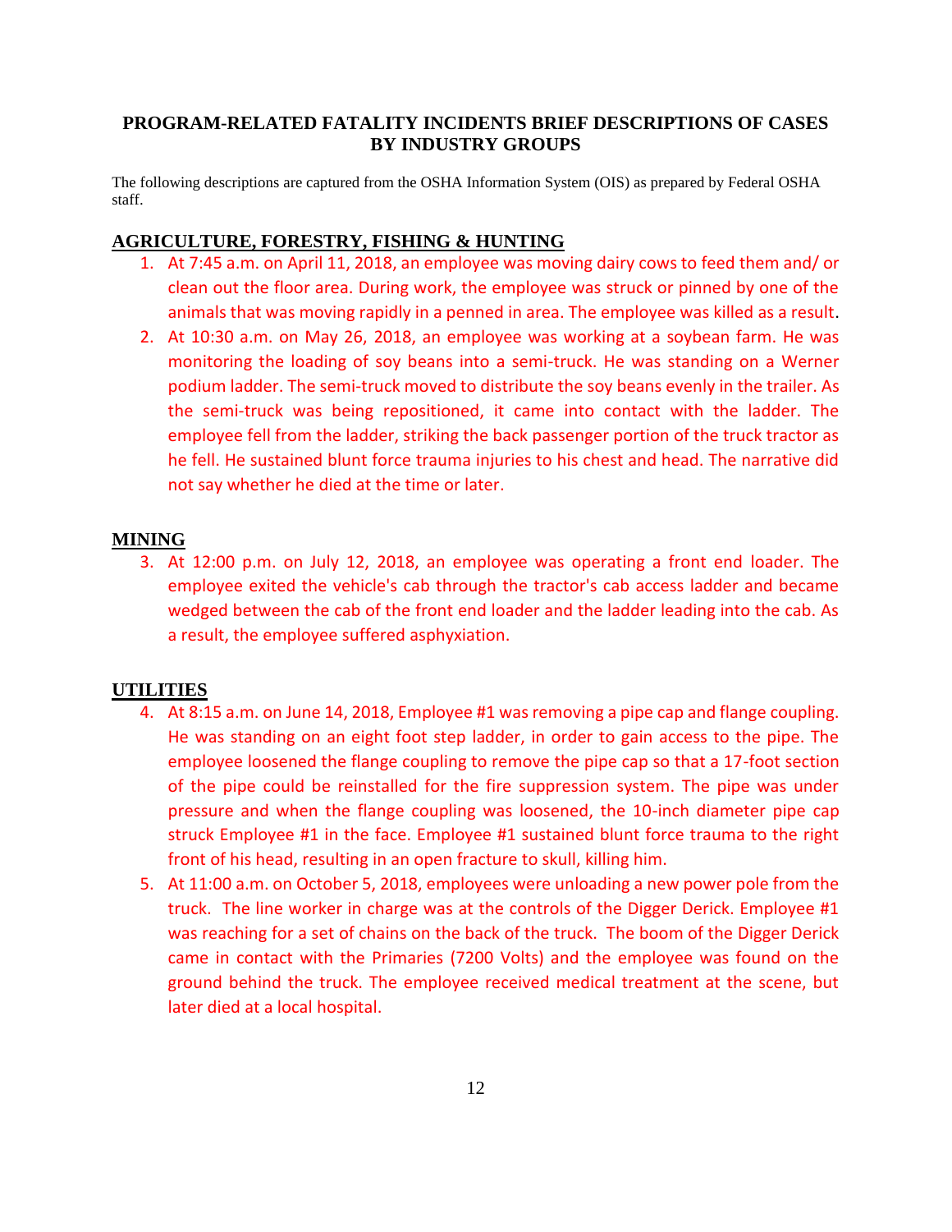## PROGRAM-RELATED FATALITY INCIDENTS BRIEF DESCRIPTIONS OF CASES BY INDUSTRY GROUPS

The following descriptions are captured from the OSHA Information System (OIS) as prepared by Federal OSHA staff.

### AGRICULTURE, FORESTRY, FISHING & HUNTING

1. At 7:45 a.m. on April 11, 2018, an employee was moving dairy cows to feed them and/ or clean out the floor area. During work, the employee was struck or pinned by one of the animals that was moving rapidly in a penned in area. The employee was killed as a result.
2. At 10:30 a.m. on May 26, 2018, an employee was working at a soybean farm. He was monitoring the loading of soy beans into a semi-truck. He was standing on a Werner podium ladder. The semi-truck moved to distribute the soy beans evenly in the trailer. As the semi-truck was being repositioned, it came into contact with the ladder. The employee fell from the ladder, striking the back passenger portion of the truck tractor as he fell. He sustained blunt force trauma injuries to his chest and head. The narrative did not say whether he died at the time or later.

### MINING

3. At 12:00 p.m. on July 12, 2018, an employee was operating a front end loader. The employee exited the vehicle's cab through the tractor's cab access ladder and became wedged between the cab of the front end loader and the ladder leading into the cab. As a result, the employee suffered asphyxiation.

### UTILITIES

4. At 8:15 a.m. on June 14, 2018, Employee #1 was removing a pipe cap and flange coupling. He was standing on an eight foot step ladder, in order to gain access to the pipe. The employee loosened the flange coupling to remove the pipe cap so that a 17-foot section of the pipe could be reinstalled for the fire suppression system. The pipe was under pressure and when the flange coupling was loosened, the 10-inch diameter pipe cap struck Employee #1 in the face. Employee #1 sustained blunt force trauma to the right front of his head, resulting in an open fracture to skull, killing him.
5. At 11:00 a.m. on October 5, 2018, employees were unloading a new power pole from the truck. The line worker in charge was at the controls of the Digger Derick. Employee #1 was reaching for a set of chains on the back of the truck. The boom of the Digger Derick came in contact with the Primaries (7200 Volts) and the employee was found on the ground behind the truck. The employee received medical treatment at the scene, but later died at a local hospital.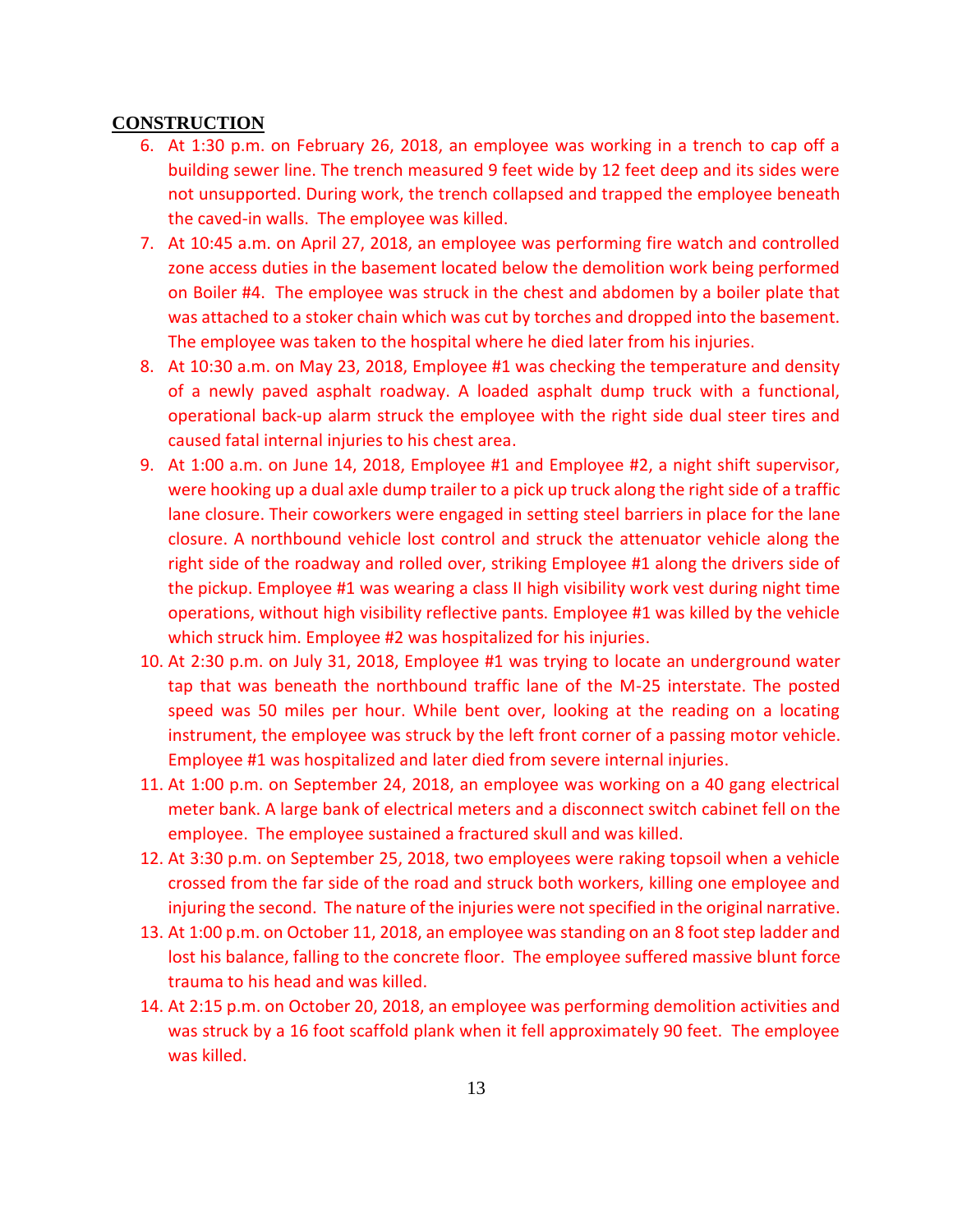**CONSTRUCTION**

6. At 1:30 p.m. on February 26, 2018, an employee was working in a trench to cap off a building sewer line. The trench measured 9 feet wide by 12 feet deep and its sides were not unsupported. During work, the trench collapsed and trapped the employee beneath the caved-in walls. The employee was killed.
7. At 10:45 a.m. on April 27, 2018, an employee was performing fire watch and controlled zone access duties in the basement located below the demolition work being performed on Boiler #4. The employee was struck in the chest and abdomen by a boiler plate that was attached to a stoker chain which was cut by torches and dropped into the basement. The employee was taken to the hospital where he died later from his injuries.
8. At 10:30 a.m. on May 23, 2018, Employee #1 was checking the temperature and density of a newly paved asphalt roadway. A loaded asphalt dump truck with a functional, operational back-up alarm struck the employee with the right side dual steer tires and caused fatal internal injuries to his chest area.
9. At 1:00 a.m. on June 14, 2018, Employee #1 and Employee #2, a night shift supervisor, were hooking up a dual axle dump trailer to a pick up truck along the right side of a traffic lane closure. Their coworkers were engaged in setting steel barriers in place for the lane closure. A northbound vehicle lost control and struck the attenuator vehicle along the right side of the roadway and rolled over, striking Employee #1 along the drivers side of the pickup. Employee #1 was wearing a class II high visibility work vest during night time operations, without high visibility reflective pants. Employee #1 was killed by the vehicle which struck him. Employee #2 was hospitalized for his injuries.
10. At 2:30 p.m. on July 31, 2018, Employee #1 was trying to locate an underground water tap that was beneath the northbound traffic lane of the M-25 interstate. The posted speed was 50 miles per hour. While bent over, looking at the reading on a locating instrument, the employee was struck by the left front corner of a passing motor vehicle. Employee #1 was hospitalized and later died from severe internal injuries.
11. At 1:00 p.m. on September 24, 2018, an employee was working on a 40 gang electrical meter bank. A large bank of electrical meters and a disconnect switch cabinet fell on the employee. The employee sustained a fractured skull and was killed.
12. At 3:30 p.m. on September 25, 2018, two employees were raking topsoil when a vehicle crossed from the far side of the road and struck both workers, killing one employee and injuring the second. The nature of the injuries were not specified in the original narrative.
13. At 1:00 p.m. on October 11, 2018, an employee was standing on an 8 foot step ladder and lost his balance, falling to the concrete floor. The employee suffered massive blunt force trauma to his head and was killed.
14. At 2:15 p.m. on October 20, 2018, an employee was performing demolition activities and was struck by a 16 foot scaffold plank when it fell approximately 90 feet. The employee was killed.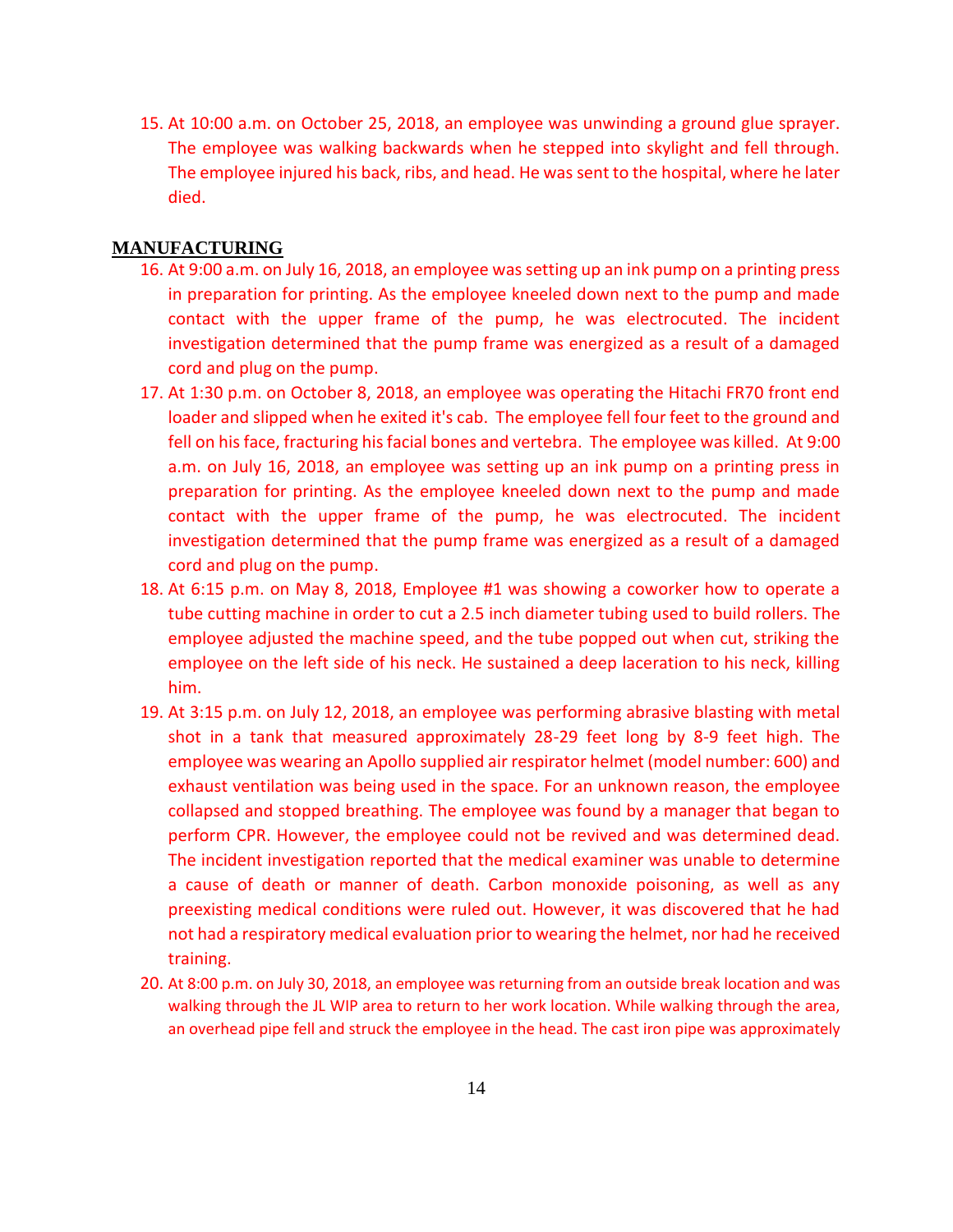15. At 10:00 a.m. on October 25, 2018, an employee was unwinding a ground glue sprayer. The employee was walking backwards when he stepped into skylight and fell through. The employee injured his back, ribs, and head. He was sent to the hospital, where he later died.

## MANUFACTURING

16. At 9:00 a.m. on July 16, 2018, an employee was setting up an ink pump on a printing press in preparation for printing. As the employee kneeled down next to the pump and made contact with the upper frame of the pump, he was electrocuted. The incident investigation determined that the pump frame was energized as a result of a damaged cord and plug on the pump.
17. At 1:30 p.m. on October 8, 2018, an employee was operating the Hitachi FR70 front end loader and slipped when he exited it's cab. The employee fell four feet to the ground and fell on his face, fracturing his facial bones and vertebra. The employee was killed. At 9:00 a.m. on July 16, 2018, an employee was setting up an ink pump on a printing press in preparation for printing. As the employee kneeled down next to the pump and made contact with the upper frame of the pump, he was electrocuted. The incident investigation determined that the pump frame was energized as a result of a damaged cord and plug on the pump.
18. At 6:15 p.m. on May 8, 2018, Employee #1 was showing a coworker how to operate a tube cutting machine in order to cut a 2.5 inch diameter tubing used to build rollers. The employee adjusted the machine speed, and the tube popped out when cut, striking the employee on the left side of his neck. He sustained a deep laceration to his neck, killing him.
19. At 3:15 p.m. on July 12, 2018, an employee was performing abrasive blasting with metal shot in a tank that measured approximately 28-29 feet long by 8-9 feet high. The employee was wearing an Apollo supplied air respirator helmet (model number: 600) and exhaust ventilation was being used in the space. For an unknown reason, the employee collapsed and stopped breathing. The employee was found by a manager that began to perform CPR. However, the employee could not be revived and was determined dead. The incident investigation reported that the medical examiner was unable to determine a cause of death or manner of death. Carbon monoxide poisoning, as well as any preexisting medical conditions were ruled out. However, it was discovered that he had not had a respiratory medical evaluation prior to wearing the helmet, nor had he received training.
20. At 8:00 p.m. on July 30, 2018, an employee was returning from an outside break location and was walking through the JL WIP area to return to her work location. While walking through the area, an overhead pipe fell and struck the employee in the head. The cast iron pipe was approximately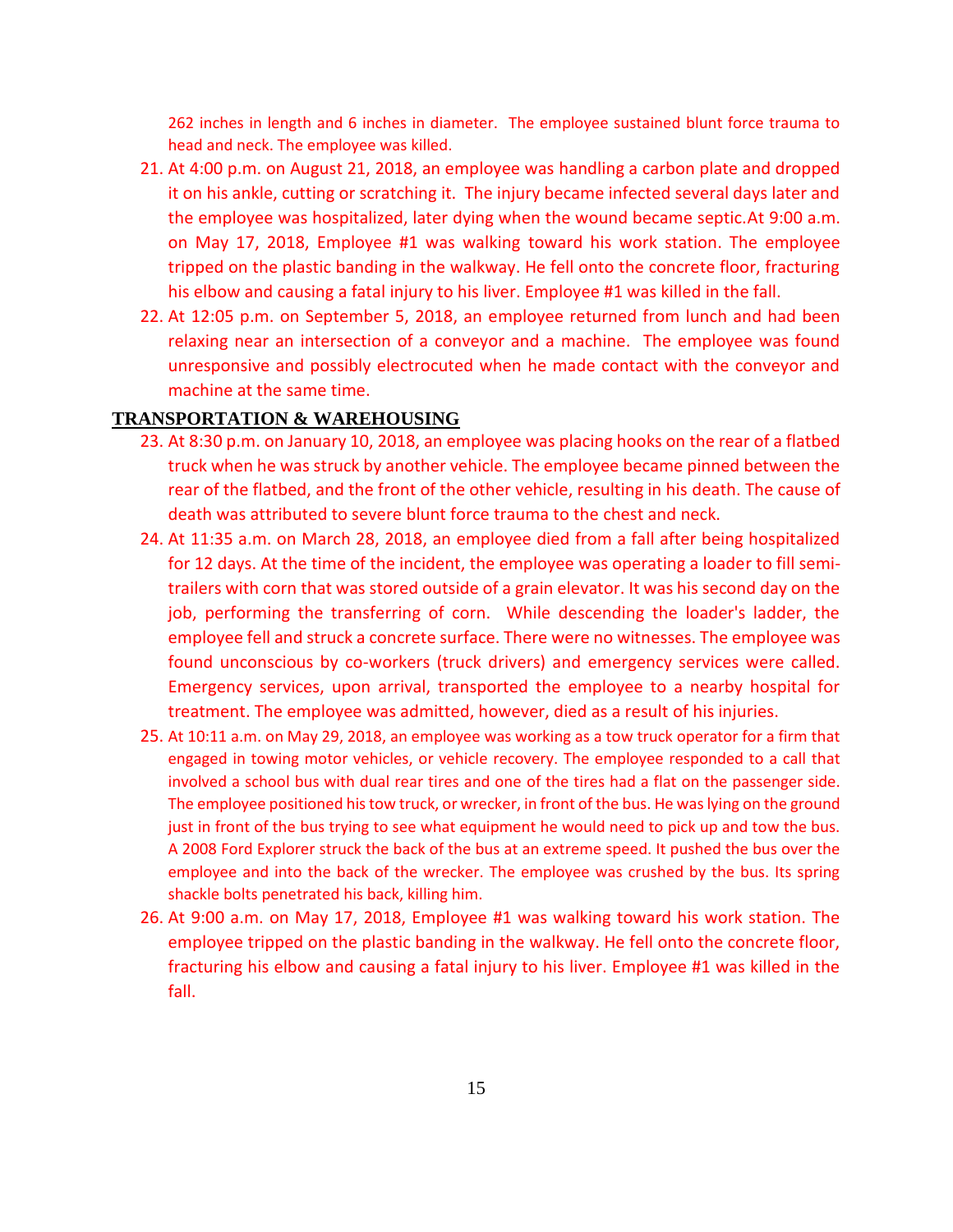262 inches in length and 6 inches in diameter. The employee sustained blunt force trauma to head and neck. The employee was killed.

21. At 4:00 p.m. on August 21, 2018, an employee was handling a carbon plate and dropped it on his ankle, cutting or scratching it. The injury became infected several days later and the employee was hospitalized, later dying when the wound became septic.At 9:00 a.m. on May 17, 2018, Employee #1 was walking toward his work station. The employee tripped on the plastic banding in the walkway. He fell onto the concrete floor, fracturing his elbow and causing a fatal injury to his liver. Employee #1 was killed in the fall.
22. At 12:05 p.m. on September 5, 2018, an employee returned from lunch and had been relaxing near an intersection of a conveyor and a machine. The employee was found unresponsive and possibly electrocuted when he made contact with the conveyor and machine at the same time.

**TRANSPORTATION & WAREHOUSING**

23. At 8:30 p.m. on January 10, 2018, an employee was placing hooks on the rear of a flatbed truck when he was struck by another vehicle. The employee became pinned between the rear of the flatbed, and the front of the other vehicle, resulting in his death. The cause of death was attributed to severe blunt force trauma to the chest and neck.
24. At 11:35 a.m. on March 28, 2018, an employee died from a fall after being hospitalized for 12 days. At the time of the incident, the employee was operating a loader to fill semi-trailers with corn that was stored outside of a grain elevator. It was his second day on the job, performing the transferring of corn. While descending the loader's ladder, the employee fell and struck a concrete surface. There were no witnesses. The employee was found unconscious by co-workers (truck drivers) and emergency services were called. Emergency services, upon arrival, transported the employee to a nearby hospital for treatment. The employee was admitted, however, died as a result of his injuries.
25. At 10:11 a.m. on May 29, 2018, an employee was working as a tow truck operator for a firm that engaged in towing motor vehicles, or vehicle recovery. The employee responded to a call that involved a school bus with dual rear tires and one of the tires had a flat on the passenger side. The employee positioned his tow truck, or wrecker, in front of the bus. He was lying on the ground just in front of the bus trying to see what equipment he would need to pick up and tow the bus. A 2008 Ford Explorer struck the back of the bus at an extreme speed. It pushed the bus over the employee and into the back of the wrecker. The employee was crushed by the bus. Its spring shackle bolts penetrated his back, killing him.
26. At 9:00 a.m. on May 17, 2018, Employee #1 was walking toward his work station. The employee tripped on the plastic banding in the walkway. He fell onto the concrete floor, fracturing his elbow and causing a fatal injury to his liver. Employee #1 was killed in the fall.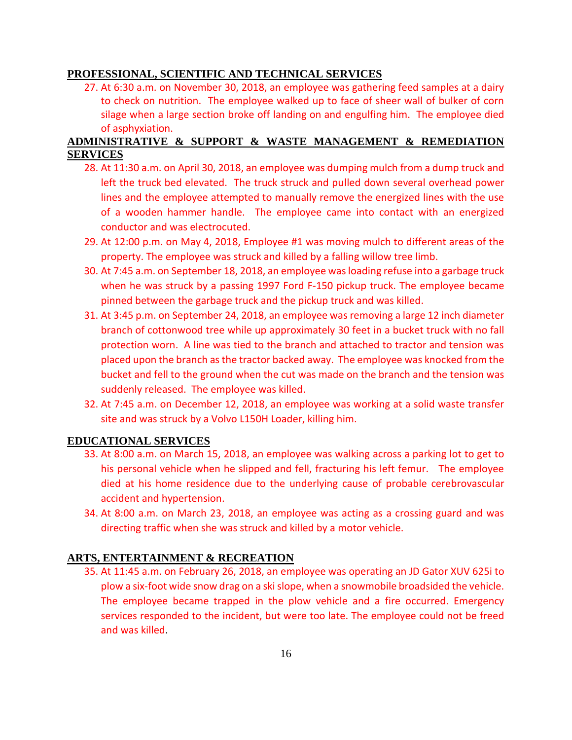## PROFESSIONAL, SCIENTIFIC AND TECHNICAL SERVICES

27. At 6:30 a.m. on November 30, 2018, an employee was gathering feed samples at a dairy to check on nutrition. The employee walked up to face of sheer wall of bulker of corn silage when a large section broke off landing on and engulfing him. The employee died of asphyxiation.

## ADMINISTRATIVE & SUPPORT & WASTE MANAGEMENT & REMEDIATION SERVICES

28. At 11:30 a.m. on April 30, 2018, an employee was dumping mulch from a dump truck and left the truck bed elevated. The truck struck and pulled down several overhead power lines and the employee attempted to manually remove the energized lines with the use of a wooden hammer handle. The employee came into contact with an energized conductor and was electrocuted.
29. At 12:00 p.m. on May 4, 2018, Employee #1 was moving mulch to different areas of the property. The employee was struck and killed by a falling willow tree limb.
30. At 7:45 a.m. on September 18, 2018, an employee was loading refuse into a garbage truck when he was struck by a passing 1997 Ford F-150 pickup truck. The employee became pinned between the garbage truck and the pickup truck and was killed.
31. At 3:45 p.m. on September 24, 2018, an employee was removing a large 12 inch diameter branch of cottonwood tree while up approximately 30 feet in a bucket truck with no fall protection worn. A line was tied to the branch and attached to tractor and tension was placed upon the branch as the tractor backed away. The employee was knocked from the bucket and fell to the ground when the cut was made on the branch and the tension was suddenly released. The employee was killed.
32. At 7:45 a.m. on December 12, 2018, an employee was working at a solid waste transfer site and was struck by a Volvo L150H Loader, killing him.

## EDUCATIONAL SERVICES

33. At 8:00 a.m. on March 15, 2018, an employee was walking across a parking lot to get to his personal vehicle when he slipped and fell, fracturing his left femur. The employee died at his home residence due to the underlying cause of probable cerebrovascular accident and hypertension.
34. At 8:00 a.m. on March 23, 2018, an employee was acting as a crossing guard and was directing traffic when she was struck and killed by a motor vehicle.

## ARTS, ENTERTAINMENT & RECREATION

35. At 11:45 a.m. on February 26, 2018, an employee was operating an JD Gator XUV 625i to plow a six-foot wide snow drag on a ski slope, when a snowmobile broadsided the vehicle. The employee became trapped in the plow vehicle and a fire occurred. Emergency services responded to the incident, but were too late. The employee could not be freed and was killed.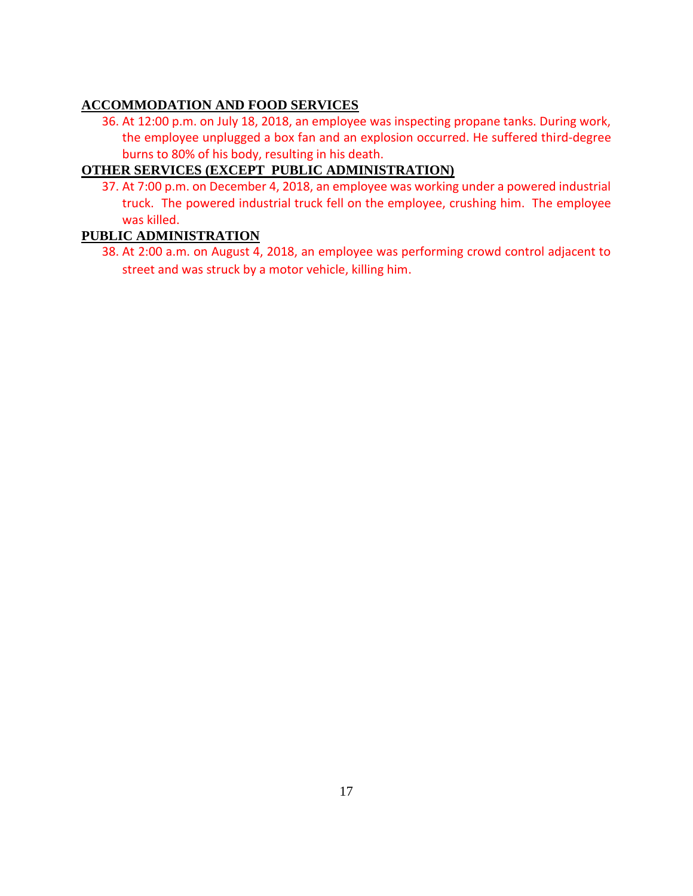## ACCOMMODATION AND FOOD SERVICES

36. At 12:00 p.m. on July 18, 2018, an employee was inspecting propane tanks. During work, the employee unplugged a box fan and an explosion occurred. He suffered third-degree burns to 80% of his body, resulting in his death.

## OTHER SERVICES (EXCEPT PUBLIC ADMINISTRATION)

37. At 7:00 p.m. on December 4, 2018, an employee was working under a powered industrial truck. The powered industrial truck fell on the employee, crushing him. The employee was killed.

## PUBLIC ADMINISTRATION

38. At 2:00 a.m. on August 4, 2018, an employee was performing crowd control adjacent to street and was struck by a motor vehicle, killing him.